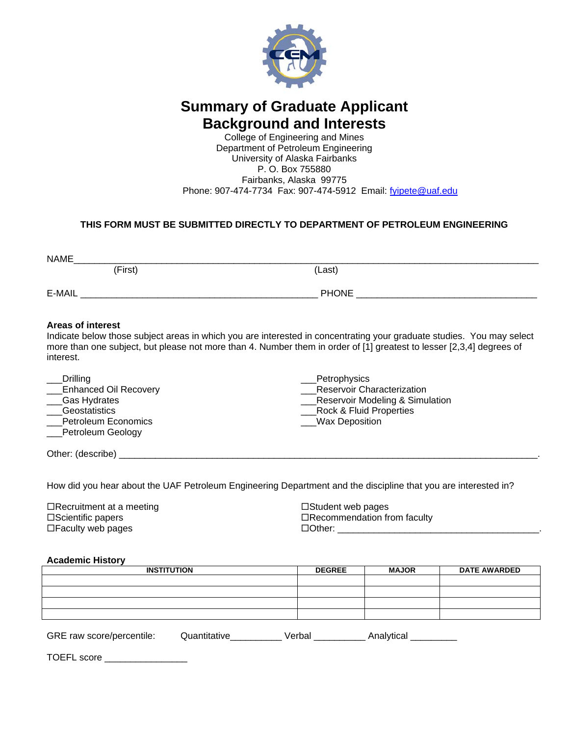# Summary of Graduate Applicant Background and Interests

College of Engineering and Mines
Department of Petroleum Engineering
University of Alaska Fairbanks
P. O. Box 755880
Fairbanks, Alaska 99775
Phone: 907-474-7734 Fax: 907-474-5912 Email: fyipete@uaf.edu

**THIS FORM MUST BE SUBMITTED DIRECTLY TO DEPARTMENT OF PETROLEUM ENGINEERING**

NAME_______________________________________________________________________________
(First) (Last)

E-MAIL ___________________________________________ PHONE ________________________________

**Areas of interest**

Indicate below those subject areas in which you are interested in concentrating your graduate studies. You may select more than one subject, but please not more than 4. Number them in order of [1] greatest to lesser [2,3,4] degrees of interest.

___Drilling
___Enhanced Oil Recovery
___Gas Hydrates
___Geostatistics
___Petroleum Economics
___Petroleum Geology
___Petrophysics
___Reservoir Characterization
___Reservoir Modeling & Simulation
___Rock & Fluid Properties
___Wax Deposition

Other: (describe) ___________________________________________________________________________.

How did you hear about the UAF Petroleum Engineering Department and the discipline that you are interested in?

☐Recruitment at a meeting
☐Scientific papers
☐Faculty web pages
☐Student web pages
☐Recommendation from faculty
☐Other: ____________________________________.

**Academic History**

| INSTITUTION | DEGREE | MAJOR | DATE AWARDED |
|---|---|---|---|
| | | | |
| | | | |
| | | | |
| | | | |

GRE raw score/percentile: Quantitative__________ Verbal __________ Analytical _________

TOEFL score ________________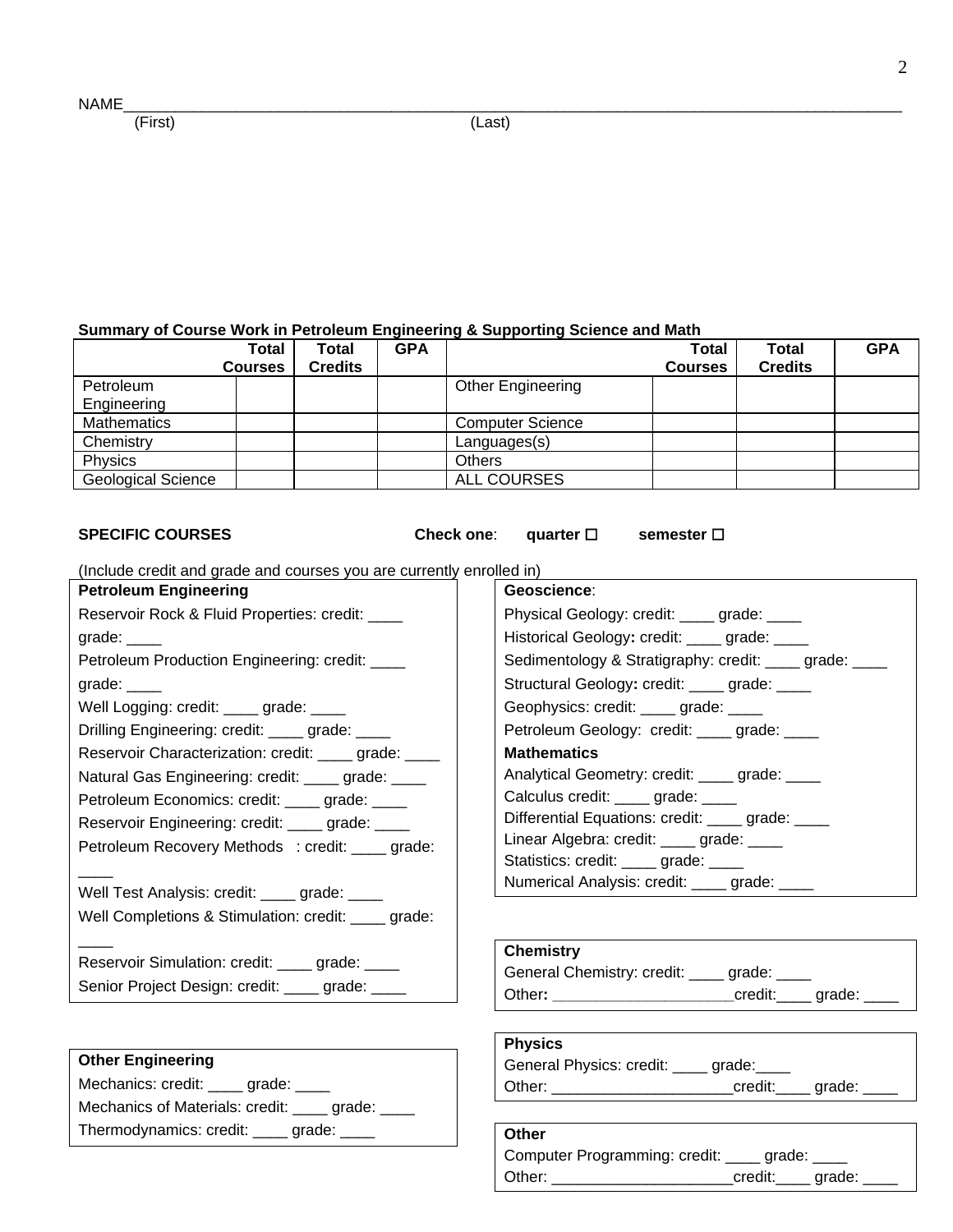NAME______________________________________________________________________________________
(First) (Last)

**Summary of Course Work in Petroleum Engineering & Supporting Science and Math**

| | Total Courses | Total Credits | GPA | | Total Courses | Total Credits | GPA |
|---|---|---|---|---|---|---|---|
| Petroleum Engineering | | | | Other Engineering | | | |
| Mathematics | | | | Computer Science | | | |
| Chemistry | | | | Languages(s) | | | |
| Physics | | | | Others | | | |
| Geological Science | | | | ALL COURSES | | | |

**SPECIFIC COURSES** **Check one**: **quarter ☐** **semester ☐**

(Include credit and grade and courses you are currently enrolled in)

**Petroleum Engineering**

Reservoir Rock & Fluid Properties: credit: ____ grade: ____
Petroleum Production Engineering: credit: ____ grade: ____
Well Logging: credit: ____ grade: ____
Drilling Engineering: credit: ____ grade: ____
Reservoir Characterization: credit: ____ grade: ____
Natural Gas Engineering: credit: ____ grade: ____
Petroleum Economics: credit: ____ grade: ____
Reservoir Engineering: credit: ____ grade: ____
Petroleum Recovery Methods : credit: ____ grade: ____
Well Test Analysis: credit: ____ grade: ____
Well Completions & Stimulation: credit: ____ grade: ____
Reservoir Simulation: credit: ____ grade: ____
Senior Project Design: credit: ____ grade: ____

**Other Engineering**

Mechanics: credit: ____ grade: ____
Mechanics of Materials: credit: ____ grade: ____
Thermodynamics: credit: ____ grade: ____

**Geoscience**:

Physical Geology: credit: ____ grade: ____
Historical Geology**:** credit: ____ grade: ____
Sedimentology & Stratigraphy: credit: ____ grade: ____
Structural Geology**:** credit: ____ grade: ____
Geophysics: credit: ____ grade: ____
Petroleum Geology: credit: ____ grade: ____

**Mathematics**

Analytical Geometry: credit: ____ grade: ____
Calculus credit: ____ grade: ____
Differential Equations: credit: ____ grade: ____
Linear Algebra: credit: ____ grade: ____
Statistics: credit: ____ grade: ____
Numerical Analysis: credit: ____ grade: ____

**Chemistry**

General Chemistry: credit: ____ grade: ____
Other**:** _____________________credit:____ grade: ____

**Physics**

General Physics: credit: ____ grade:____
Other: _____________________credit:____ grade: ____

**Other**

Computer Programming: credit: ____ grade: ____
Other: _____________________credit:____ grade: ____